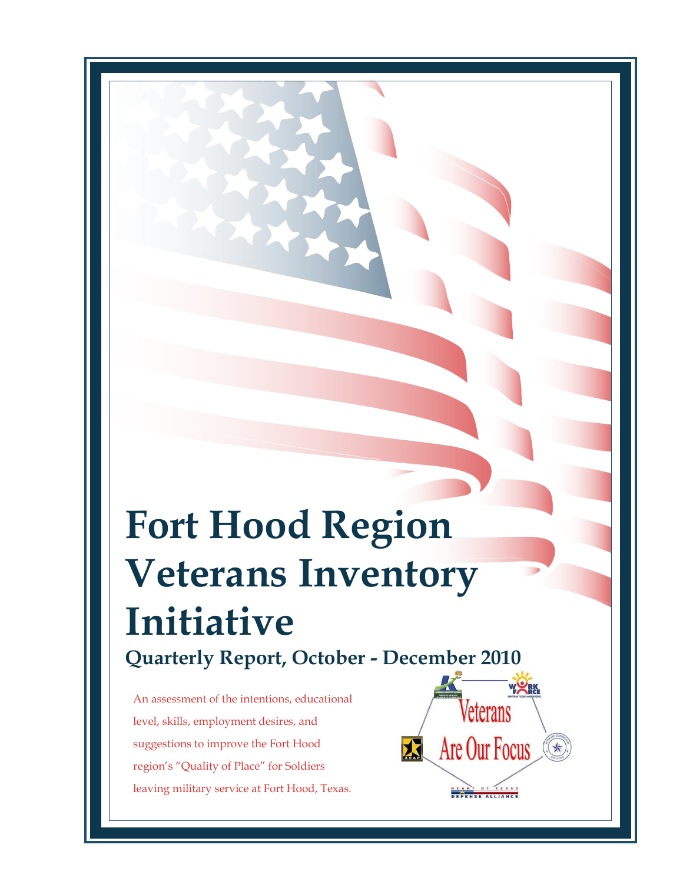# Fort Hood Region Veterans Inventory Initiative

## Quarterly Report, October - December 2010

An assessment of the intentions, educational level, skills, employment desires, and suggestions to improve the Fort Hood region's "Quality of Place" for Soldiers leaving military service at Fort Hood, Texas.

Veterans Are Our Focus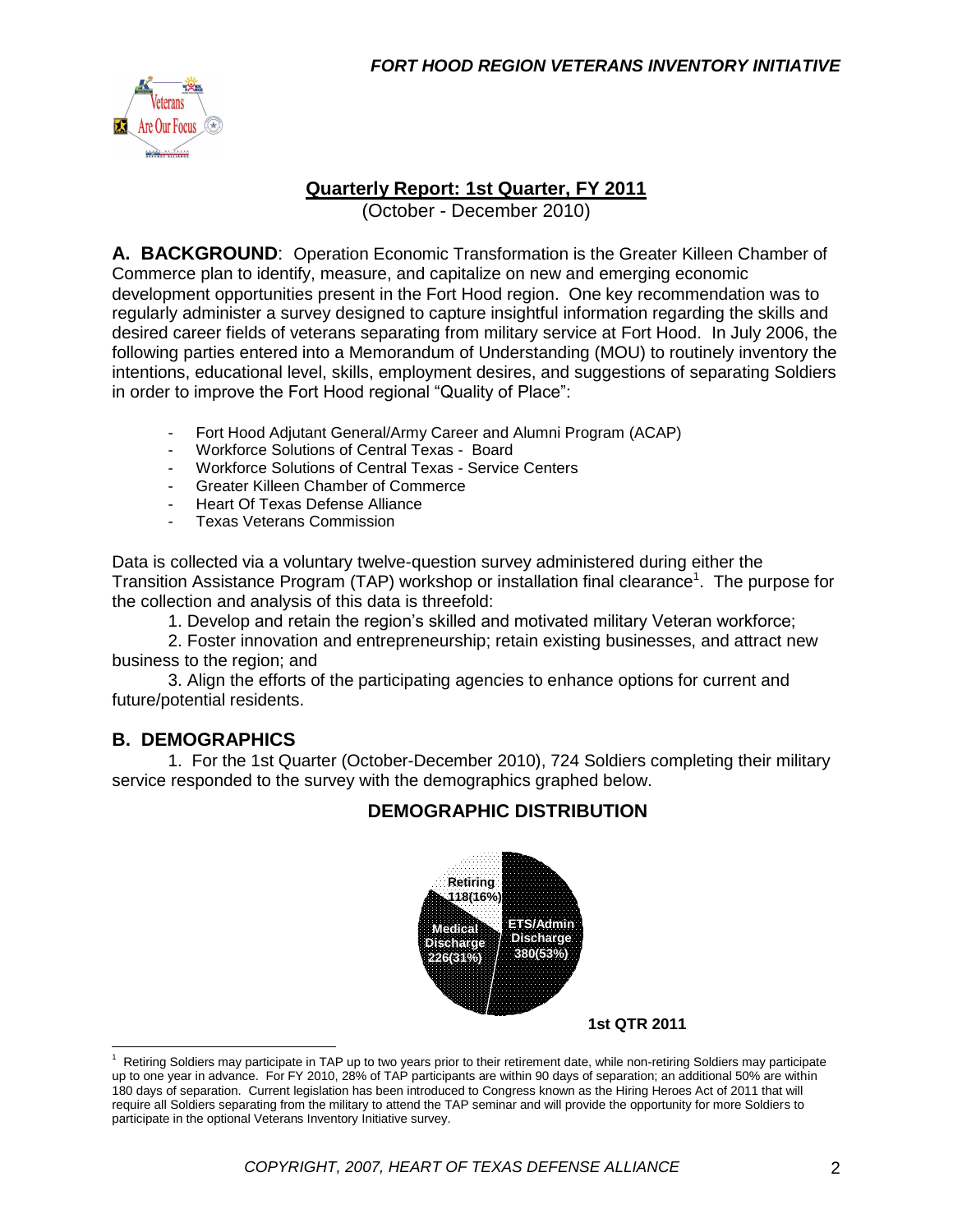## Quarterly Report: 1st Quarter, FY 2011

(October - December 2010)

**A. BACKGROUND**: Operation Economic Transformation is the Greater Killeen Chamber of Commerce plan to identify, measure, and capitalize on new and emerging economic development opportunities present in the Fort Hood region. One key recommendation was to regularly administer a survey designed to capture insightful information regarding the skills and desired career fields of veterans separating from military service at Fort Hood. In July 2006, the following parties entered into a Memorandum of Understanding (MOU) to routinely inventory the intentions, educational level, skills, employment desires, and suggestions of separating Soldiers in order to improve the Fort Hood regional "Quality of Place":

- Fort Hood Adjutant General/Army Career and Alumni Program (ACAP)
- Workforce Solutions of Central Texas - Board
- Workforce Solutions of Central Texas - Service Centers
- Greater Killeen Chamber of Commerce
- Heart Of Texas Defense Alliance
- Texas Veterans Commission

Data is collected via a voluntary twelve-question survey administered during either the Transition Assistance Program (TAP) workshop or installation final clearance[1]. The purpose for the collection and analysis of this data is threefold:

1. Develop and retain the region's skilled and motivated military Veteran workforce;
2. Foster innovation and entrepreneurship; retain existing businesses, and attract new business to the region; and
3. Align the efforts of the participating agencies to enhance options for current and future/potential residents.

## B. DEMOGRAPHICS

1. For the 1st Quarter (October-December 2010), 724 Soldiers completing their military service responded to the survey with the demographics graphed below.

**DEMOGRAPHIC DISTRIBUTION**

| Category | Number (%) |
|---|---|
| ETS/Admin Discharge | 380 (53%) |
| Medical Discharge | 226 (31%) |
| Retiring | 118 (16%) |

**1st QTR 2011**

[1] Retiring Soldiers may participate in TAP up to two years prior to their retirement date, while non-retiring Soldiers may participate up to one year in advance. For FY 2010, 28% of TAP participants are within 90 days of separation; an additional 50% are within 180 days of separation. Current legislation has been introduced to Congress known as the Hiring Heroes Act of 2011 that will require all Soldiers separating from the military to attend the TAP seminar and will provide the opportunity for more Soldiers to participate in the optional Veterans Inventory Initiative survey.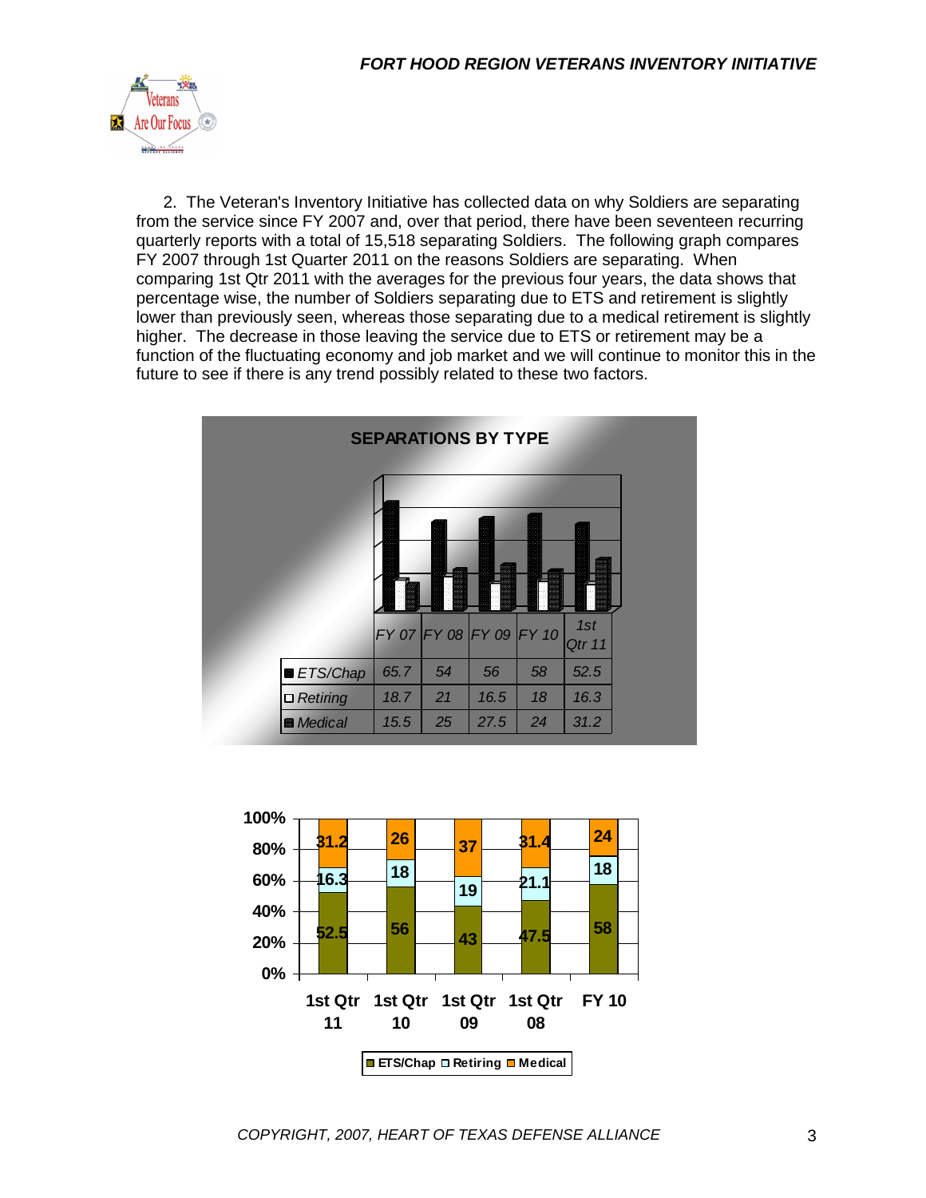2. The Veteran's Inventory Initiative has collected data on why Soldiers are separating from the service since FY 2007 and, over that period, there have been seventeen recurring quarterly reports with a total of 15,518 separating Soldiers. The following graph compares FY 2007 through 1st Quarter 2011 on the reasons Soldiers are separating. When comparing 1st Qtr 2011 with the averages for the previous four years, the data shows that percentage wise, the number of Soldiers separating due to ETS and retirement is slightly lower than previously seen, whereas those separating due to a medical retirement is slightly higher. The decrease in those leaving the service due to ETS or retirement may be a function of the fluctuating economy and job market and we will continue to monitor this in the future to see if there is any trend possibly related to these two factors.

**SEPARATIONS BY TYPE**

| | FY 07 | FY 08 | FY 09 | FY 10 | 1st Qtr 11 |
|---|---|---|---|---|---|
| ETS/Chap | 65.7 | 54 | 56 | 58 | 52.5 |
| Retiring | 18.7 | 21 | 16.5 | 18 | 16.3 |
| Medical | 15.5 | 25 | 27.5 | 24 | 31.2 |

| | 1st Qtr 11 | 1st Qtr 10 | 1st Qtr 09 | 1st Qtr 08 | FY 10 |
|---|---|---|---|---|---|
| ETS/Chap | 52.5 | 56 | 43 | 47.5 | 58 |
| Retiring | 16.3 | 18 | 19 | 21.1 | 18 |
| Medical | 31.2 | 26 | 37 | 31.4 | 24 |

COPYRIGHT, 2007, HEART OF TEXAS DEFENSE ALLIANCE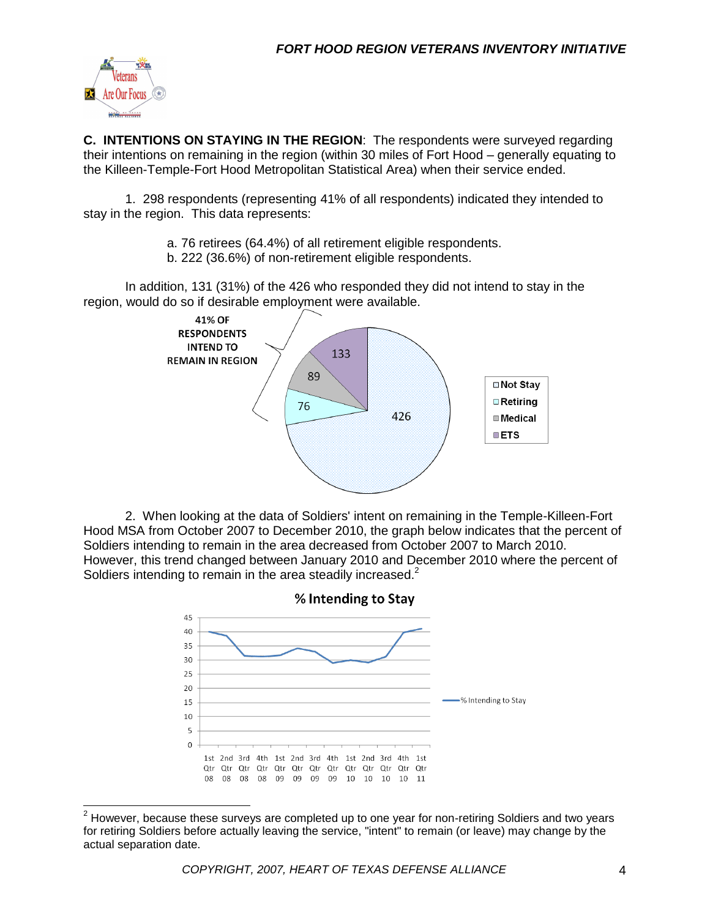**C. INTENTIONS ON STAYING IN THE REGION**: The respondents were surveyed regarding their intentions on remaining in the region (within 30 miles of Fort Hood – generally equating to the Killeen-Temple-Fort Hood Metropolitan Statistical Area) when their service ended.

1. 298 respondents (representing 41% of all respondents) indicated they intended to stay in the region. This data represents:

a. 76 retirees (64.4%) of all retirement eligible respondents.
b. 222 (36.6%) of non-retirement eligible respondents.

In addition, 131 (31%) of the 426 who responded they did not intend to stay in the region, would do so if desirable employment were available.

41% OF RESPONDENTS INTEND TO REMAIN IN REGION

| Category | Count |
| --- | --- |
| Not Stay | 426 |
| Retiring | 76 |
| Medical | 89 |
| ETS | 133 |

2. When looking at the data of Soldiers' intent on remaining in the Temple-Killeen-Fort Hood MSA from October 2007 to December 2010, the graph below indicates that the percent of Soldiers intending to remain in the area decreased from October 2007 to March 2010. However, this trend changed between January 2010 and December 2010 where the percent of Soldiers intending to remain in the area steadily increased.[2]

**% Intending to Stay**

(Line chart: % Intending to Stay, y-axis 0–45, x-axis 1st Qtr 08 through 1st Qtr 11)

[2] However, because these surveys are completed up to one year for non-retiring Soldiers and two years for retiring Soldiers before actually leaving the service, "intent" to remain (or leave) may change by the actual separation date.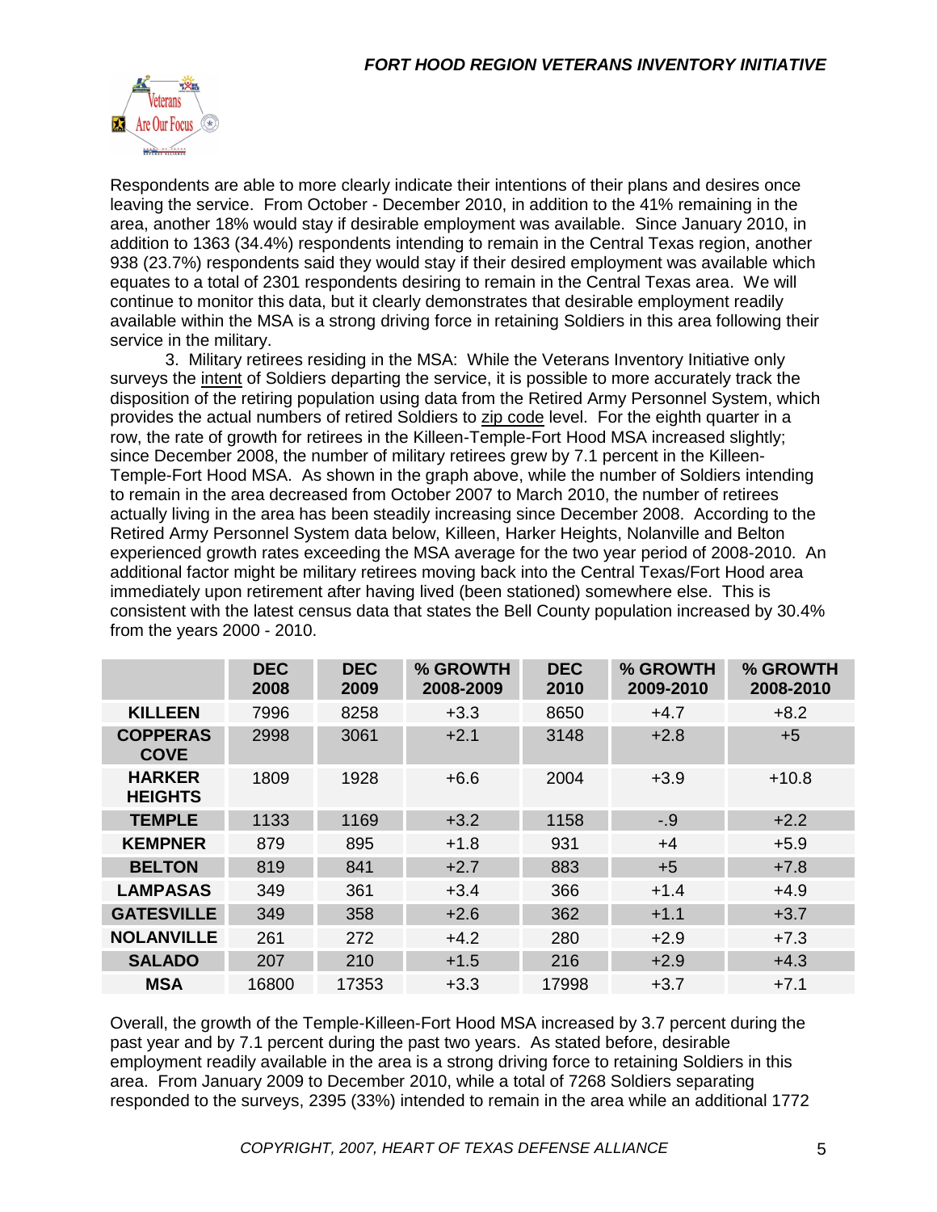Respondents are able to more clearly indicate their intentions of their plans and desires once leaving the service. From October - December 2010, in addition to the 41% remaining in the area, another 18% would stay if desirable employment was available. Since January 2010, in addition to 1363 (34.4%) respondents intending to remain in the Central Texas region, another 938 (23.7%) respondents said they would stay if their desired employment was available which equates to a total of 2301 respondents desiring to remain in the Central Texas area. We will continue to monitor this data, but it clearly demonstrates that desirable employment readily available within the MSA is a strong driving force in retaining Soldiers in this area following their service in the military.

3. Military retirees residing in the MSA: While the Veterans Inventory Initiative only surveys the intent of Soldiers departing the service, it is possible to more accurately track the disposition of the retiring population using data from the Retired Army Personnel System, which provides the actual numbers of retired Soldiers to zip code level. For the eighth quarter in a row, the rate of growth for retirees in the Killeen-Temple-Fort Hood MSA increased slightly; since December 2008, the number of military retirees grew by 7.1 percent in the Killeen-Temple-Fort Hood MSA. As shown in the graph above, while the number of Soldiers intending to remain in the area decreased from October 2007 to March 2010, the number of retirees actually living in the area has been steadily increasing since December 2008. According to the Retired Army Personnel System data below, Killeen, Harker Heights, Nolanville and Belton experienced growth rates exceeding the MSA average for the two year period of 2008-2010. An additional factor might be military retirees moving back into the Central Texas/Fort Hood area immediately upon retirement after having lived (been stationed) somewhere else. This is consistent with the latest census data that states the Bell County population increased by 30.4% from the years 2000 - 2010.

| | DEC 2008 | DEC 2009 | % GROWTH 2008-2009 | DEC 2010 | % GROWTH 2009-2010 | % GROWTH 2008-2010 |
|---|---|---|---|---|---|---|
| **KILLEEN** | 7996 | 8258 | +3.3 | 8650 | +4.7 | +8.2 |
| **COPPERAS COVE** | 2998 | 3061 | +2.1 | 3148 | +2.8 | +5 |
| **HARKER HEIGHTS** | 1809 | 1928 | +6.6 | 2004 | +3.9 | +10.8 |
| **TEMPLE** | 1133 | 1169 | +3.2 | 1158 | -.9 | +2.2 |
| **KEMPNER** | 879 | 895 | +1.8 | 931 | +4 | +5.9 |
| **BELTON** | 819 | 841 | +2.7 | 883 | +5 | +7.8 |
| **LAMPASAS** | 349 | 361 | +3.4 | 366 | +1.4 | +4.9 |
| **GATESVILLE** | 349 | 358 | +2.6 | 362 | +1.1 | +3.7 |
| **NOLANVILLE** | 261 | 272 | +4.2 | 280 | +2.9 | +7.3 |
| **SALADO** | 207 | 210 | +1.5 | 216 | +2.9 | +4.3 |
| **MSA** | 16800 | 17353 | +3.3 | 17998 | +3.7 | +7.1 |

Overall, the growth of the Temple-Killeen-Fort Hood MSA increased by 3.7 percent during the past year and by 7.1 percent during the past two years. As stated before, desirable employment readily available in the area is a strong driving force to retaining Soldiers in this area. From January 2009 to December 2010, while a total of 7268 Soldiers separating responded to the surveys, 2395 (33%) intended to remain in the area while an additional 1772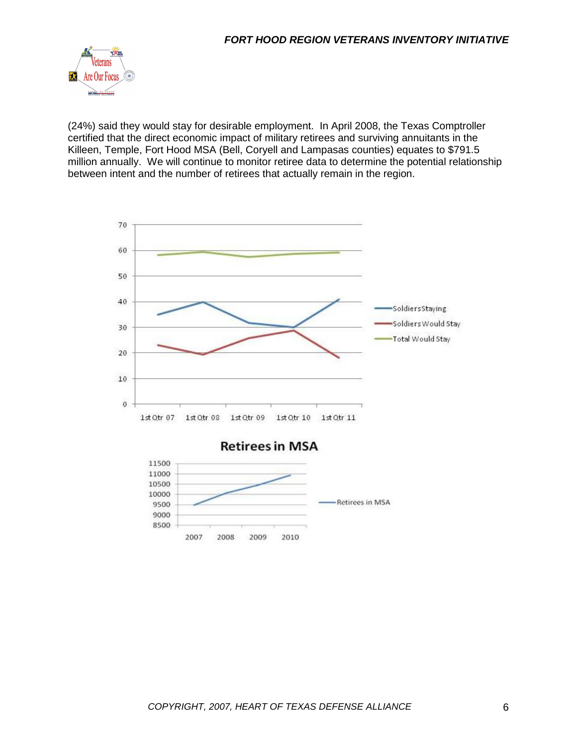(24%) said they would stay for desirable employment. In April 2008, the Texas Comptroller certified that the direct economic impact of military retirees and surviving annuitants in the Killeen, Temple, Fort Hood MSA (Bell, Coryell and Lampasas counties) equates to $791.5 million annually. We will continue to monitor retiree data to determine the potential relationship between intent and the number of retirees that actually remain in the region.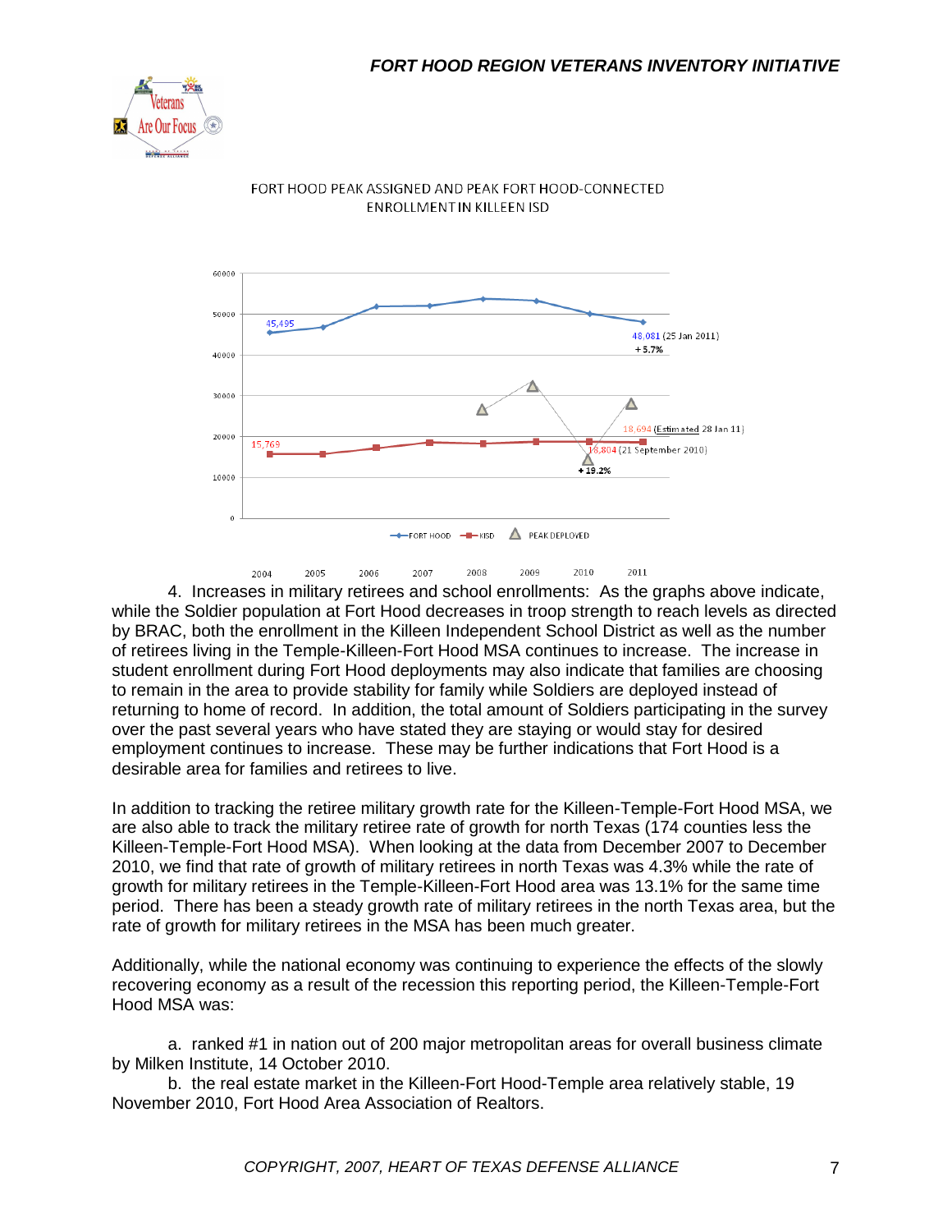FORT HOOD PEAK ASSIGNED AND PEAK FORT HOOD-CONNECTED ENROLLMENT IN KILLEEN ISD

4. Increases in military retirees and school enrollments: As the graphs above indicate, while the Soldier population at Fort Hood decreases in troop strength to reach levels as directed by BRAC, both the enrollment in the Killeen Independent School District as well as the number of retirees living in the Temple-Killeen-Fort Hood MSA continues to increase. The increase in student enrollment during Fort Hood deployments may also indicate that families are choosing to remain in the area to provide stability for family while Soldiers are deployed instead of returning to home of record. In addition, the total amount of Soldiers participating in the survey over the past several years who have stated they are staying or would stay for desired employment continues to increase. These may be further indications that Fort Hood is a desirable area for families and retirees to live.

In addition to tracking the retiree military growth rate for the Killeen-Temple-Fort Hood MSA, we are also able to track the military retiree rate of growth for north Texas (174 counties less the Killeen-Temple-Fort Hood MSA). When looking at the data from December 2007 to December 2010, we find that rate of growth of military retirees in north Texas was 4.3% while the rate of growth for military retirees in the Temple-Killeen-Fort Hood area was 13.1% for the same time period. There has been a steady growth rate of military retirees in the north Texas area, but the rate of growth for military retirees in the MSA has been much greater.

Additionally, while the national economy was continuing to experience the effects of the slowly recovering economy as a result of the recession this reporting period, the Killeen-Temple-Fort Hood MSA was:

a. ranked #1 in nation out of 200 major metropolitan areas for overall business climate by Milken Institute, 14 October 2010.

b. the real estate market in the Killeen-Fort Hood-Temple area relatively stable, 19 November 2010, Fort Hood Area Association of Realtors.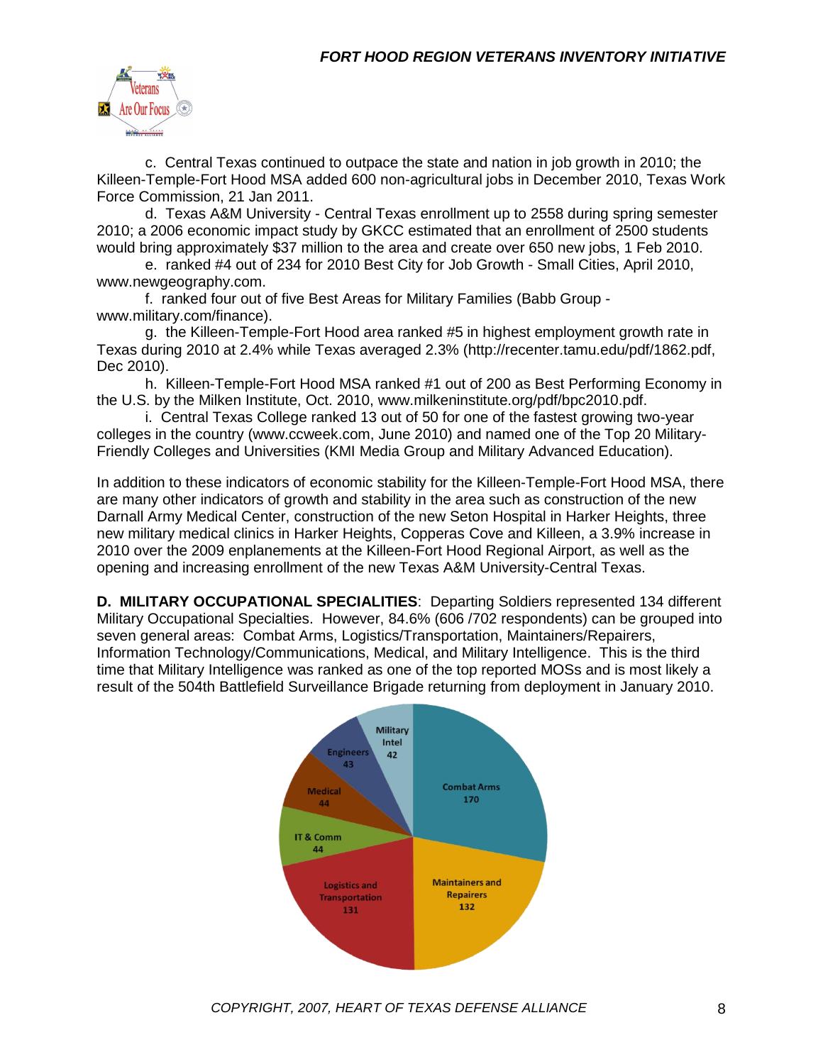c. Central Texas continued to outpace the state and nation in job growth in 2010; the Killeen-Temple-Fort Hood MSA added 600 non-agricultural jobs in December 2010, Texas Work Force Commission, 21 Jan 2011.

d. Texas A&M University - Central Texas enrollment up to 2558 during spring semester 2010; a 2006 economic impact study by GKCC estimated that an enrollment of 2500 students would bring approximately $37 million to the area and create over 650 new jobs, 1 Feb 2010.

e. ranked #4 out of 234 for 2010 Best City for Job Growth - Small Cities, April 2010, www.newgeography.com.

f. ranked four out of five Best Areas for Military Families (Babb Group - www.military.com/finance).

g. the Killeen-Temple-Fort Hood area ranked #5 in highest employment growth rate in Texas during 2010 at 2.4% while Texas averaged 2.3% (http://recenter.tamu.edu/pdf/1862.pdf, Dec 2010).

h. Killeen-Temple-Fort Hood MSA ranked #1 out of 200 as Best Performing Economy in the U.S. by the Milken Institute, Oct. 2010, www.milkeninstitute.org/pdf/bpc2010.pdf.

i. Central Texas College ranked 13 out of 50 for one of the fastest growing two-year colleges in the country (www.ccweek.com, June 2010) and named one of the Top 20 Military-Friendly Colleges and Universities (KMI Media Group and Military Advanced Education).

In addition to these indicators of economic stability for the Killeen-Temple-Fort Hood MSA, there are many other indicators of growth and stability in the area such as construction of the new Darnall Army Medical Center, construction of the new Seton Hospital in Harker Heights, three new military medical clinics in Harker Heights, Copperas Cove and Killeen, a 3.9% increase in 2010 over the 2009 enplanements at the Killeen-Fort Hood Regional Airport, as well as the opening and increasing enrollment of the new Texas A&M University-Central Texas.

**D. MILITARY OCCUPATIONAL SPECIALITIES**: Departing Soldiers represented 134 different Military Occupational Specialties. However, 84.6% (606 /702 respondents) can be grouped into seven general areas: Combat Arms, Logistics/Transportation, Maintainers/Repairers, Information Technology/Communications, Medical, and Military Intelligence. This is the third time that Military Intelligence was ranked as one of the top reported MOSs and is most likely a result of the 504th Battlefield Surveillance Brigade returning from deployment in January 2010.

| Category | Count |
|---|---|
| Combat Arms | 170 |
| Maintainers and Repairers | 132 |
| Logistics and Transportation | 131 |
| IT & Comm | 44 |
| Medical | 44 |
| Engineers | 43 |
| Military Intel | 42 |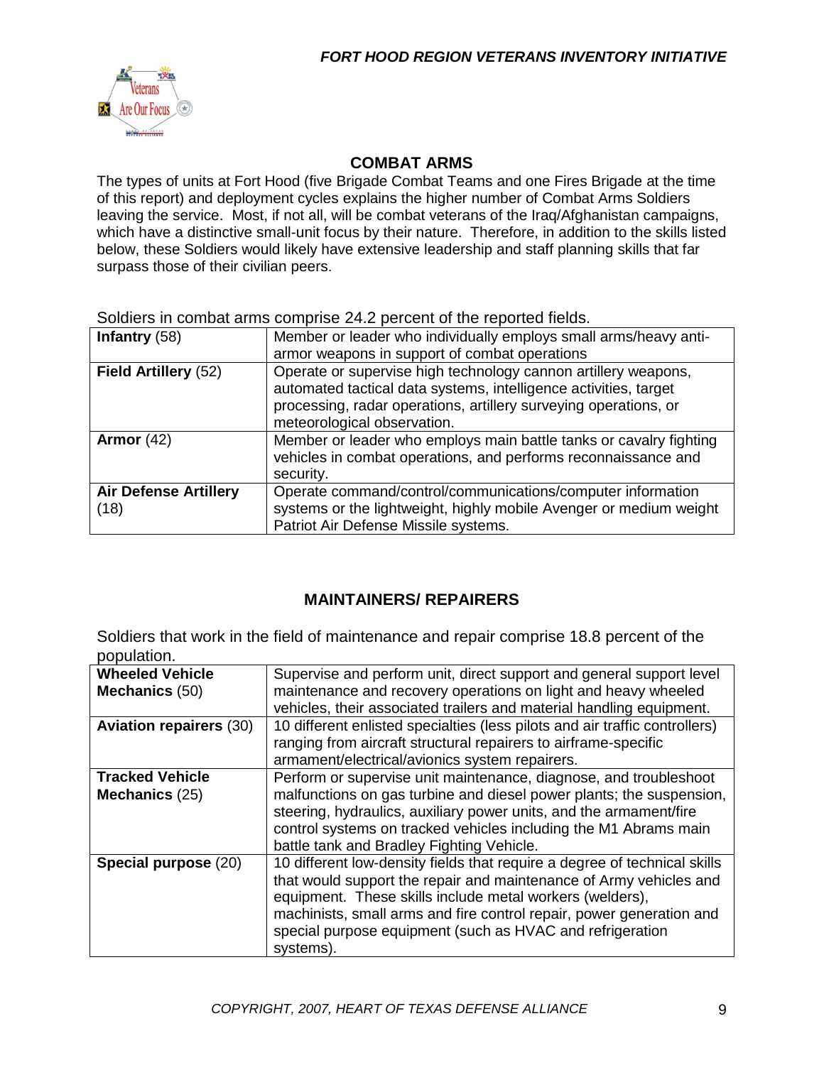## COMBAT ARMS

The types of units at Fort Hood (five Brigade Combat Teams and one Fires Brigade at the time of this report) and deployment cycles explains the higher number of Combat Arms Soldiers leaving the service. Most, if not all, will be combat veterans of the Iraq/Afghanistan campaigns, which have a distinctive small-unit focus by their nature. Therefore, in addition to the skills listed below, these Soldiers would likely have extensive leadership and staff planning skills that far surpass those of their civilian peers.

Soldiers in combat arms comprise 24.2 percent of the reported fields.

| | |
|---|---|
| **Infantry** (58) | Member or leader who individually employs small arms/heavy anti-armor weapons in support of combat operations |
| **Field Artillery** (52) | Operate or supervise high technology cannon artillery weapons, automated tactical data systems, intelligence activities, target processing, radar operations, artillery surveying operations, or meteorological observation. |
| **Armor** (42) | Member or leader who employs main battle tanks or cavalry fighting vehicles in combat operations, and performs reconnaissance and security. |
| **Air Defense Artillery** (18) | Operate command/control/communications/computer information systems or the lightweight, highly mobile Avenger or medium weight Patriot Air Defense Missile systems. |

## MAINTAINERS/ REPAIRERS

Soldiers that work in the field of maintenance and repair comprise 18.8 percent of the population.

| | |
|---|---|
| **Wheeled Vehicle Mechanics** (50) | Supervise and perform unit, direct support and general support level maintenance and recovery operations on light and heavy wheeled vehicles, their associated trailers and material handling equipment. |
| **Aviation repairers** (30) | 10 different enlisted specialties (less pilots and air traffic controllers) ranging from aircraft structural repairers to airframe-specific armament/electrical/avionics system repairers. |
| **Tracked Vehicle Mechanics** (25) | Perform or supervise unit maintenance, diagnose, and troubleshoot malfunctions on gas turbine and diesel power plants; the suspension, steering, hydraulics, auxiliary power units, and the armament/fire control systems on tracked vehicles including the M1 Abrams main battle tank and Bradley Fighting Vehicle. |
| **Special purpose** (20) | 10 different low-density fields that require a degree of technical skills that would support the repair and maintenance of Army vehicles and equipment. These skills include metal workers (welders), machinists, small arms and fire control repair, power generation and special purpose equipment (such as HVAC and refrigeration systems). |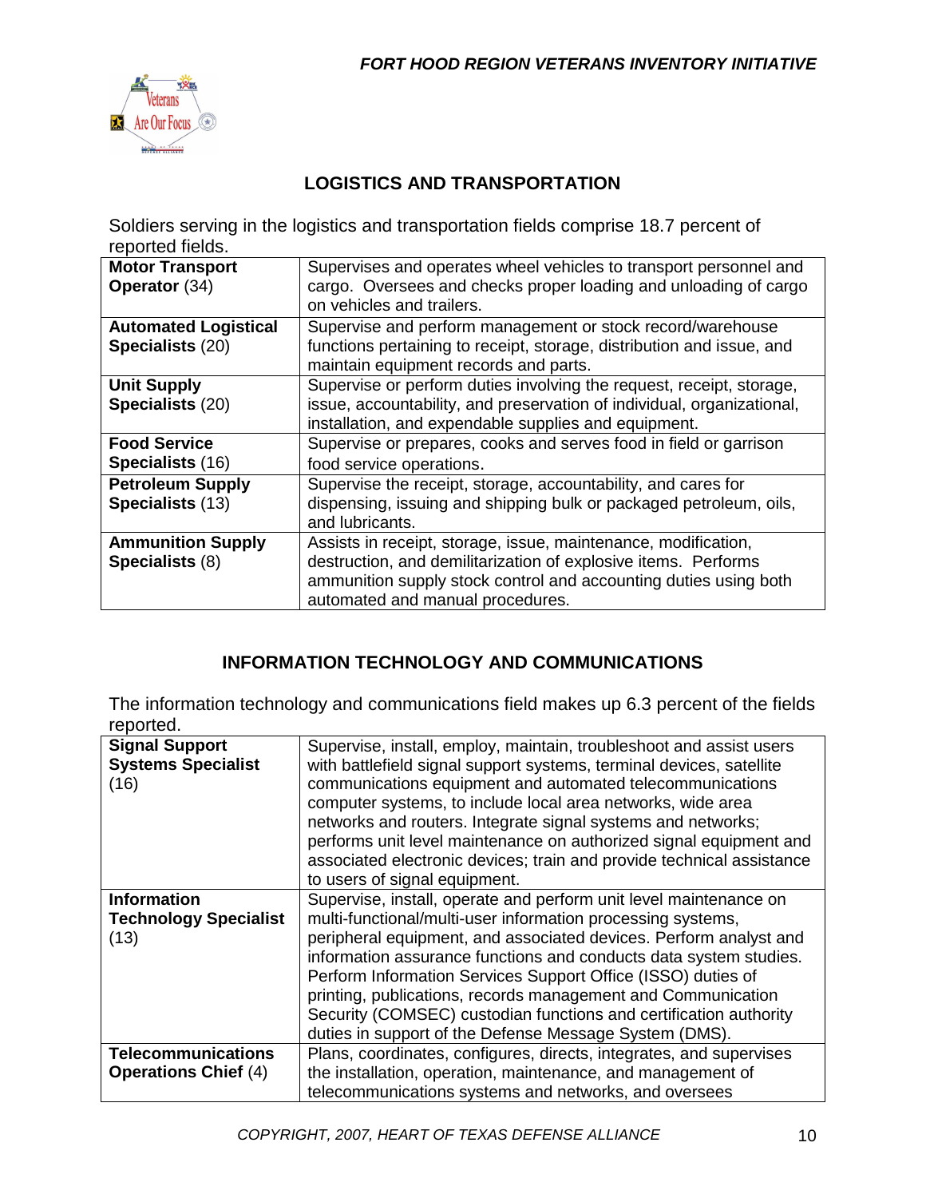## LOGISTICS AND TRANSPORTATION

Soldiers serving in the logistics and transportation fields comprise 18.7 percent of reported fields.

| | |
|---|---|
| **Motor Transport Operator** (34) | Supervises and operates wheel vehicles to transport personnel and cargo. Oversees and checks proper loading and unloading of cargo on vehicles and trailers. |
| **Automated Logistical Specialists** (20) | Supervise and perform management or stock record/warehouse functions pertaining to receipt, storage, distribution and issue, and maintain equipment records and parts. |
| **Unit Supply Specialists** (20) | Supervise or perform duties involving the request, receipt, storage, issue, accountability, and preservation of individual, organizational, installation, and expendable supplies and equipment. |
| **Food Service Specialists** (16) | Supervise or prepares, cooks and serves food in field or garrison food service operations. |
| **Petroleum Supply Specialists** (13) | Supervise the receipt, storage, accountability, and cares for dispensing, issuing and shipping bulk or packaged petroleum, oils, and lubricants. |
| **Ammunition Supply Specialists** (8) | Assists in receipt, storage, issue, maintenance, modification, destruction, and demilitarization of explosive items. Performs ammunition supply stock control and accounting duties using both automated and manual procedures. |

## INFORMATION TECHNOLOGY AND COMMUNICATIONS

The information technology and communications field makes up 6.3 percent of the fields reported.

| | |
|---|---|
| **Signal Support Systems Specialist** (16) | Supervise, install, employ, maintain, troubleshoot and assist users with battlefield signal support systems, terminal devices, satellite communications equipment and automated telecommunications computer systems, to include local area networks, wide area networks and routers. Integrate signal systems and networks; performs unit level maintenance on authorized signal equipment and associated electronic devices; train and provide technical assistance to users of signal equipment. |
| **Information Technology Specialist** (13) | Supervise, install, operate and perform unit level maintenance on multi-functional/multi-user information processing systems, peripheral equipment, and associated devices. Perform analyst and information assurance functions and conducts data system studies. Perform Information Services Support Office (ISSO) duties of printing, publications, records management and Communication Security (COMSEC) custodian functions and certification authority duties in support of the Defense Message System (DMS). |
| **Telecommunications Operations Chief** (4) | Plans, coordinates, configures, directs, integrates, and supervises the installation, operation, maintenance, and management of telecommunications systems and networks, and oversees |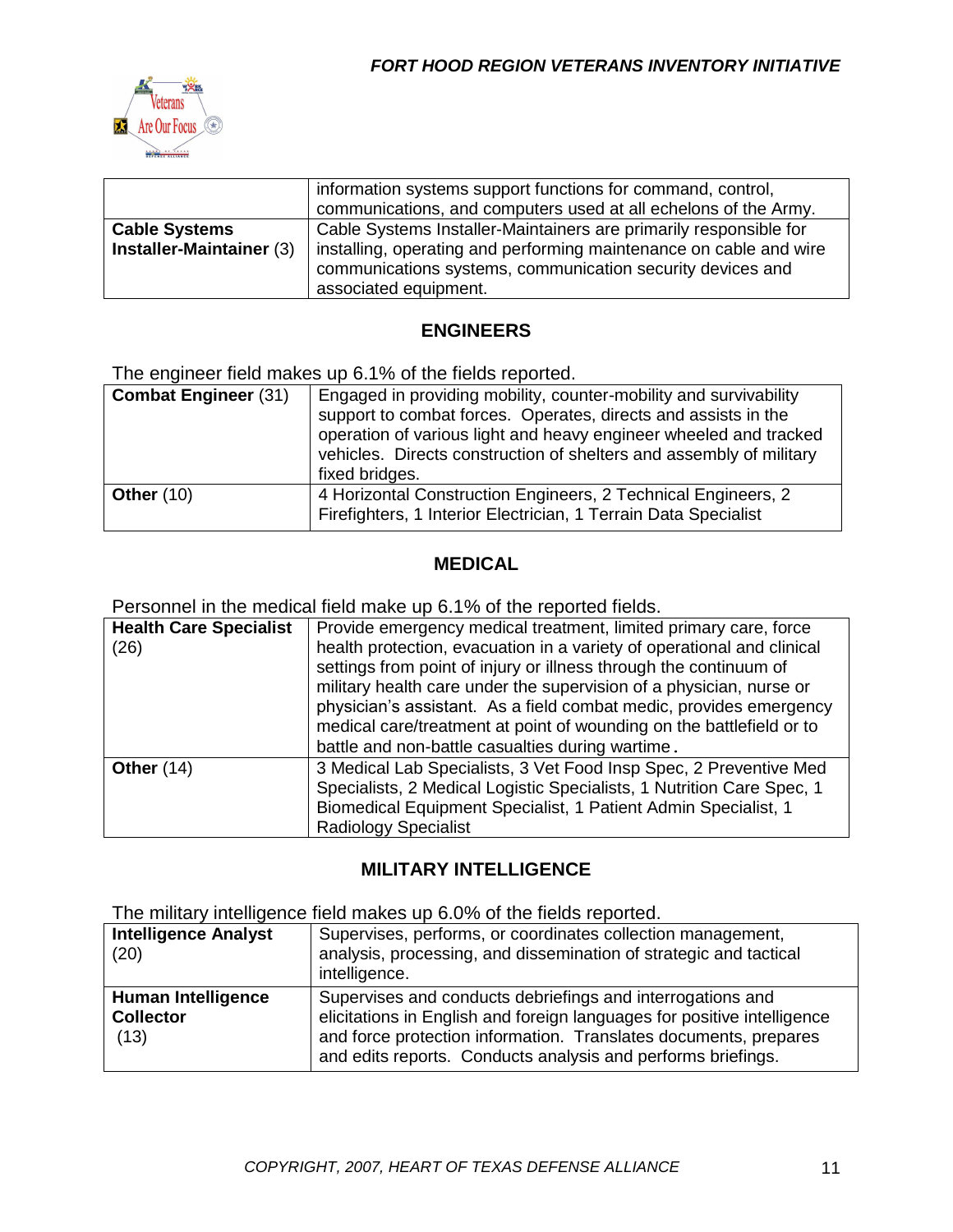| | information systems support functions for command, control, communications, and computers used at all echelons of the Army. |
|---|---|
| **Cable Systems Installer-Maintainer** (3) | Cable Systems Installer-Maintainers are primarily responsible for installing, operating and performing maintenance on cable and wire communications systems, communication security devices and associated equipment. |

## ENGINEERS

The engineer field makes up 6.1% of the fields reported.

| | |
|---|---|
| **Combat Engineer** (31) | Engaged in providing mobility, counter-mobility and survivability support to combat forces. Operates, directs and assists in the operation of various light and heavy engineer wheeled and tracked vehicles. Directs construction of shelters and assembly of military fixed bridges. |
| **Other** (10) | 4 Horizontal Construction Engineers, 2 Technical Engineers, 2 Firefighters, 1 Interior Electrician, 1 Terrain Data Specialist |

## MEDICAL

Personnel in the medical field make up 6.1% of the reported fields.

| | |
|---|---|
| **Health Care Specialist** (26) | Provide emergency medical treatment, limited primary care, force health protection, evacuation in a variety of operational and clinical settings from point of injury or illness through the continuum of military health care under the supervision of a physician, nurse or physician's assistant. As a field combat medic, provides emergency medical care/treatment at point of wounding on the battlefield or to battle and non-battle casualties during wartime. |
| **Other** (14) | 3 Medical Lab Specialists, 3 Vet Food Insp Spec, 2 Preventive Med Specialists, 2 Medical Logistic Specialists, 1 Nutrition Care Spec, 1 Biomedical Equipment Specialist, 1 Patient Admin Specialist, 1 Radiology Specialist |

## MILITARY INTELLIGENCE

The military intelligence field makes up 6.0% of the fields reported.

| | |
|---|---|
| **Intelligence Analyst** (20) | Supervises, performs, or coordinates collection management, analysis, processing, and dissemination of strategic and tactical intelligence. |
| **Human Intelligence Collector** (13) | Supervises and conducts debriefings and interrogations and elicitations in English and foreign languages for positive intelligence and force protection information. Translates documents, prepares and edits reports. Conducts analysis and performs briefings. |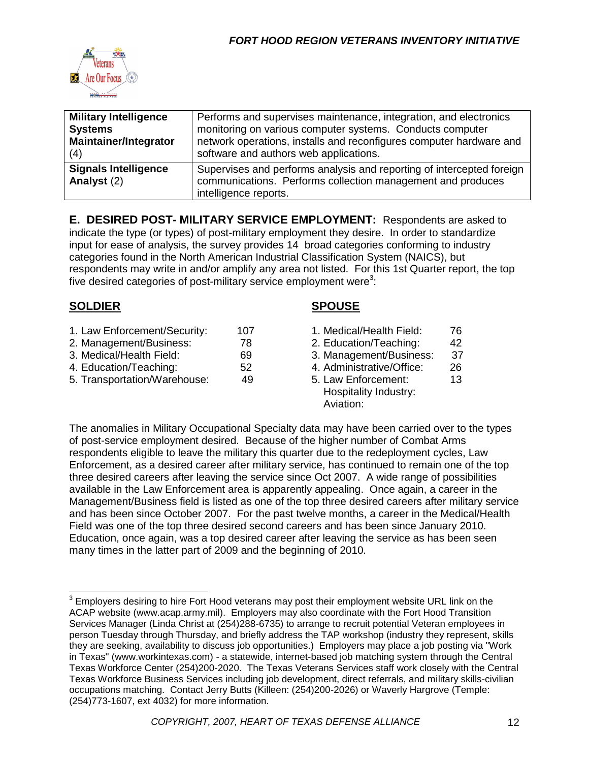| Military Intelligence Systems Maintainer/Integrator (4) | Performs and supervises maintenance, integration, and electronics monitoring on various computer systems. Conducts computer network operations, installs and reconfigures computer hardware and software and authors web applications. |
|---|---|
| **Signals Intelligence Analyst** (2) | Supervises and performs analysis and reporting of intercepted foreign communications. Performs collection management and produces intelligence reports. |

**E. DESIRED POST- MILITARY SERVICE EMPLOYMENT:** Respondents are asked to indicate the type (or types) of post-military employment they desire. In order to standardize input for ease of analysis, the survey provides 14 broad categories conforming to industry categories found in the North American Industrial Classification System (NAICS), but respondents may write in and/or amplify any area not listed. For this 1st Quarter report, the top five desired categories of post-military service employment were[3]:

**SOLDIER**

| | |
|---|---|
| 1. Law Enforcement/Security: | 107 |
| 2. Management/Business: | 78 |
| 3. Medical/Health Field: | 69 |
| 4. Education/Teaching: | 52 |
| 5. Transportation/Warehouse: | 49 |

**SPOUSE**

| | |
|---|---|
| 1. Medical/Health Field: | 76 |
| 2. Education/Teaching: | 42 |
| 3. Management/Business: | 37 |
| 4. Administrative/Office: | 26 |
| 5. Law Enforcement: Hospitality Industry: Aviation: | 13 |

The anomalies in Military Occupational Specialty data may have been carried over to the types of post-service employment desired. Because of the higher number of Combat Arms respondents eligible to leave the military this quarter due to the redeployment cycles, Law Enforcement, as a desired career after military service, has continued to remain one of the top three desired careers after leaving the service since Oct 2007. A wide range of possibilities available in the Law Enforcement area is apparently appealing. Once again, a career in the Management/Business field is listed as one of the top three desired careers after military service and has been since October 2007. For the past twelve months, a career in the Medical/Health Field was one of the top three desired second careers and has been since January 2010. Education, once again, was a top desired career after leaving the service as has been seen many times in the latter part of 2009 and the beginning of 2010.

[3] Employers desiring to hire Fort Hood veterans may post their employment website URL link on the ACAP website (www.acap.army.mil). Employers may also coordinate with the Fort Hood Transition Services Manager (Linda Christ at (254)288-6735) to arrange to recruit potential Veteran employees in person Tuesday through Thursday, and briefly address the TAP workshop (industry they represent, skills they are seeking, availability to discuss job opportunities.) Employers may place a job posting via "Work in Texas" (www.workintexas.com) - a statewide, internet-based job matching system through the Central Texas Workforce Center (254)200-2020. The Texas Veterans Services staff work closely with the Central Texas Workforce Business Services including job development, direct referrals, and military skills-civilian occupations matching. Contact Jerry Butts (Killeen: (254)200-2026) or Waverly Hargrove (Temple: (254)773-1607, ext 4032) for more information.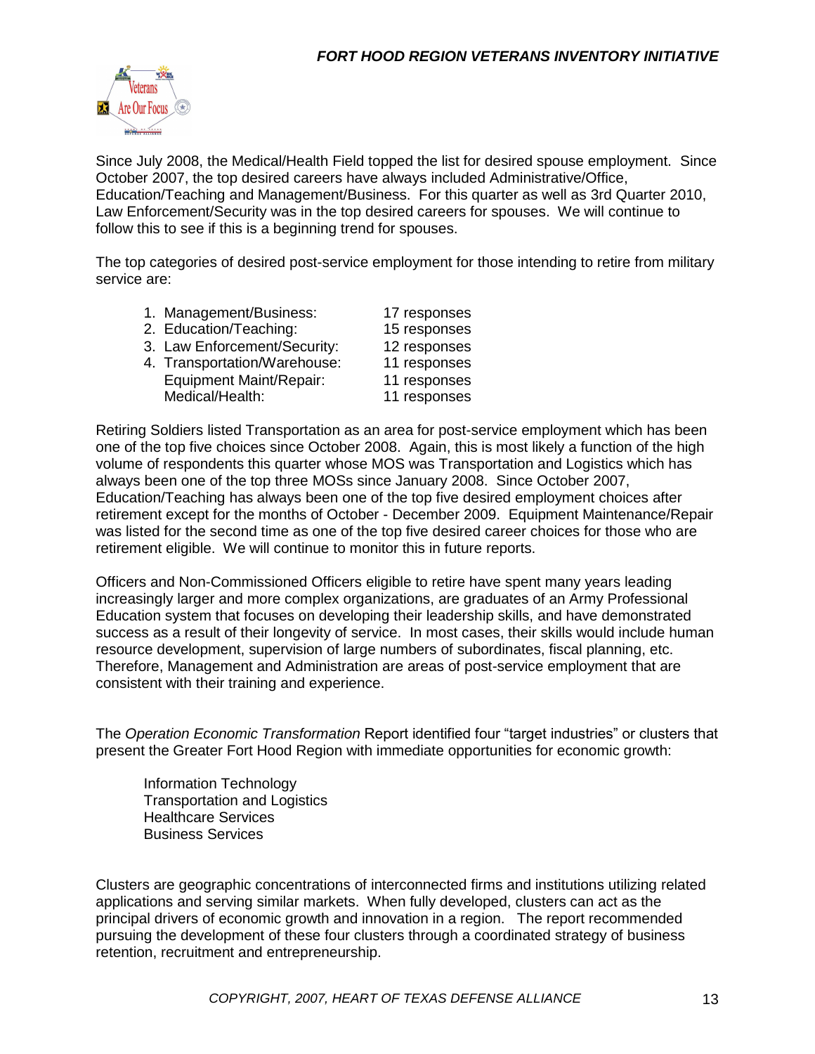Since July 2008, the Medical/Health Field topped the list for desired spouse employment. Since October 2007, the top desired careers have always included Administrative/Office, Education/Teaching and Management/Business. For this quarter as well as 3rd Quarter 2010, Law Enforcement/Security was in the top desired careers for spouses. We will continue to follow this to see if this is a beginning trend for spouses.

The top categories of desired post-service employment for those intending to retire from military service are:

1. Management/Business: 17 responses
2. Education/Teaching: 15 responses
3. Law Enforcement/Security: 12 responses
4. Transportation/Warehouse: 11 responses
   Equipment Maint/Repair: 11 responses
   Medical/Health: 11 responses

Retiring Soldiers listed Transportation as an area for post-service employment which has been one of the top five choices since October 2008. Again, this is most likely a function of the high volume of respondents this quarter whose MOS was Transportation and Logistics which has always been one of the top three MOSs since January 2008. Since October 2007, Education/Teaching has always been one of the top five desired employment choices after retirement except for the months of October - December 2009. Equipment Maintenance/Repair was listed for the second time as one of the top five desired career choices for those who are retirement eligible. We will continue to monitor this in future reports.

Officers and Non-Commissioned Officers eligible to retire have spent many years leading increasingly larger and more complex organizations, are graduates of an Army Professional Education system that focuses on developing their leadership skills, and have demonstrated success as a result of their longevity of service. In most cases, their skills would include human resource development, supervision of large numbers of subordinates, fiscal planning, etc. Therefore, Management and Administration are areas of post-service employment that are consistent with their training and experience.

The *Operation Economic Transformation* Report identified four "target industries" or clusters that present the Greater Fort Hood Region with immediate opportunities for economic growth:

Information Technology
Transportation and Logistics
Healthcare Services
Business Services

Clusters are geographic concentrations of interconnected firms and institutions utilizing related applications and serving similar markets. When fully developed, clusters can act as the principal drivers of economic growth and innovation in a region. The report recommended pursuing the development of these four clusters through a coordinated strategy of business retention, recruitment and entrepreneurship.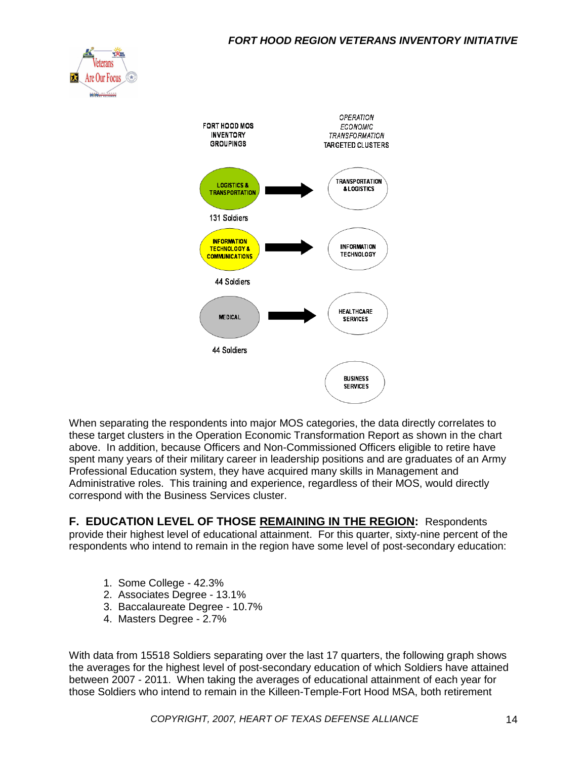| FORT HOOD MOS INVENTORY GROUPINGS | | OPERATION ECONOMIC TRANSFORMATION TARGETED CLUSTERS |
|---|---|---|
| LOGISTICS & TRANSPORTATION (131 Soldiers) | → | TRANSPORTATION & LOGISTICS |
| INFORMATION TECHNOLOGY & COMMUNICATIONS (44 Soldiers) | → | INFORMATION TECHNOLOGY |
| MEDICAL (44 Soldiers) | → | HEALTHCARE SERVICES |
| | | BUSINESS SERVICES |

When separating the respondents into major MOS categories, the data directly correlates to these target clusters in the Operation Economic Transformation Report as shown in the chart above. In addition, because Officers and Non-Commissioned Officers eligible to retire have spent many years of their military career in leadership positions and are graduates of an Army Professional Education system, they have acquired many skills in Management and Administrative roles. This training and experience, regardless of their MOS, would directly correspond with the Business Services cluster.

**F. EDUCATION LEVEL OF THOSE REMAINING IN THE REGION:** Respondents provide their highest level of educational attainment. For this quarter, sixty-nine percent of the respondents who intend to remain in the region have some level of post-secondary education:

1. Some College - 42.3%
2. Associates Degree - 13.1%
3. Baccalaureate Degree - 10.7%
4. Masters Degree - 2.7%

With data from 15518 Soldiers separating over the last 17 quarters, the following graph shows the averages for the highest level of post-secondary education of which Soldiers have attained between 2007 - 2011. When taking the averages of educational attainment of each year for those Soldiers who intend to remain in the Killeen-Temple-Fort Hood MSA, both retirement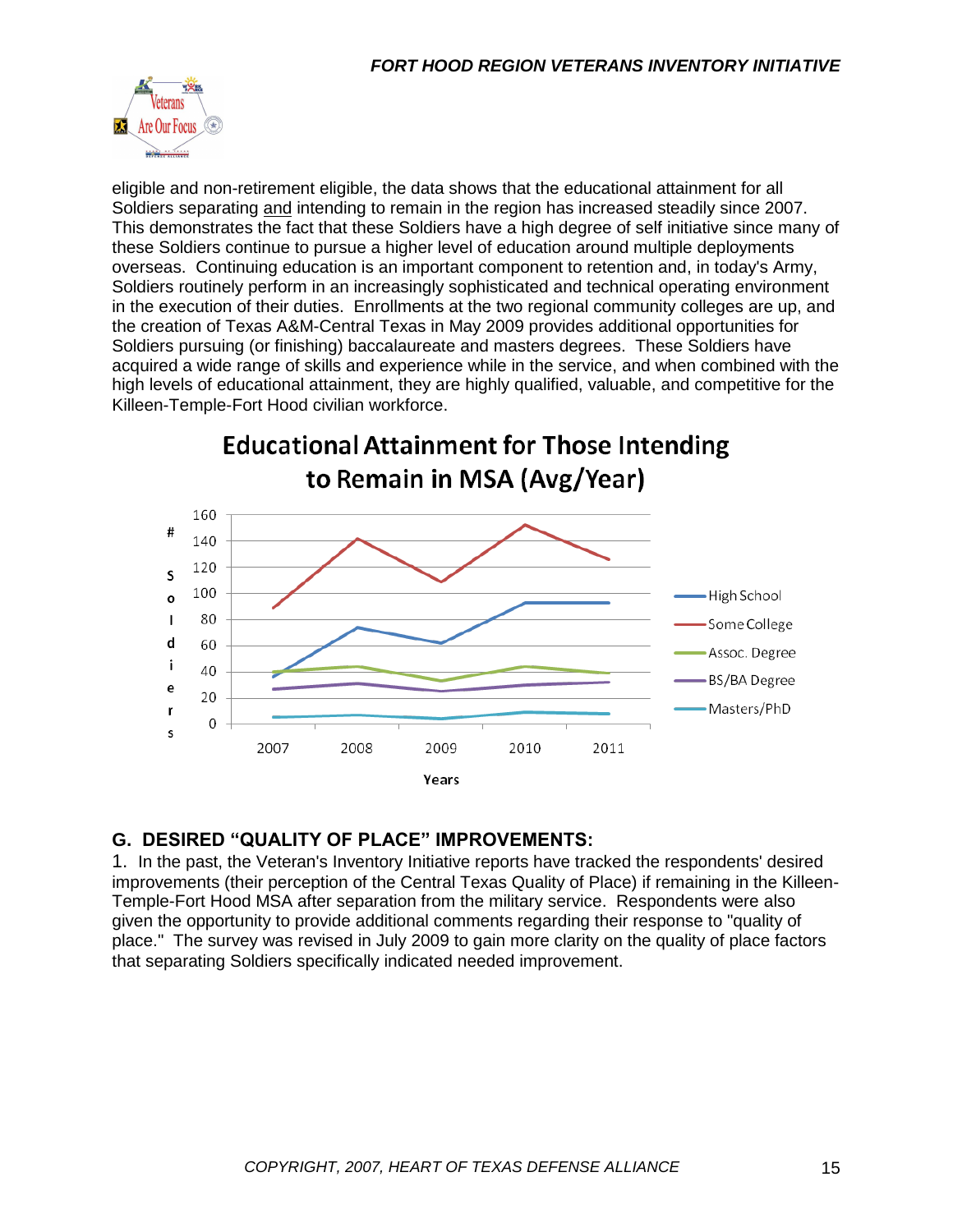eligible and non-retirement eligible, the data shows that the educational attainment for all Soldiers separating and intending to remain in the region has increased steadily since 2007. This demonstrates the fact that these Soldiers have a high degree of self initiative since many of these Soldiers continue to pursue a higher level of education around multiple deployments overseas. Continuing education is an important component to retention and, in today's Army, Soldiers routinely perform in an increasingly sophisticated and technical operating environment in the execution of their duties. Enrollments at the two regional community colleges are up, and the creation of Texas A&M-Central Texas in May 2009 provides additional opportunities for Soldiers pursuing (or finishing) baccalaureate and masters degrees. These Soldiers have acquired a wide range of skills and experience while in the service, and when combined with the high levels of educational attainment, they are highly qualified, valuable, and competitive for the Killeen-Temple-Fort Hood civilian workforce.

**Educational Attainment for Those Intending to Remain in MSA (Avg/Year)**

(Chart: # Soldiers by Years 2007–2011; series: High School, Some College, Assoc. Degree, BS/BA Degree, Masters/PhD)

## G. DESIRED "QUALITY OF PLACE" IMPROVEMENTS:

1. In the past, the Veteran's Inventory Initiative reports have tracked the respondents' desired improvements (their perception of the Central Texas Quality of Place) if remaining in the Killeen-Temple-Fort Hood MSA after separation from the military service. Respondents were also given the opportunity to provide additional comments regarding their response to "quality of place." The survey was revised in July 2009 to gain more clarity on the quality of place factors that separating Soldiers specifically indicated needed improvement.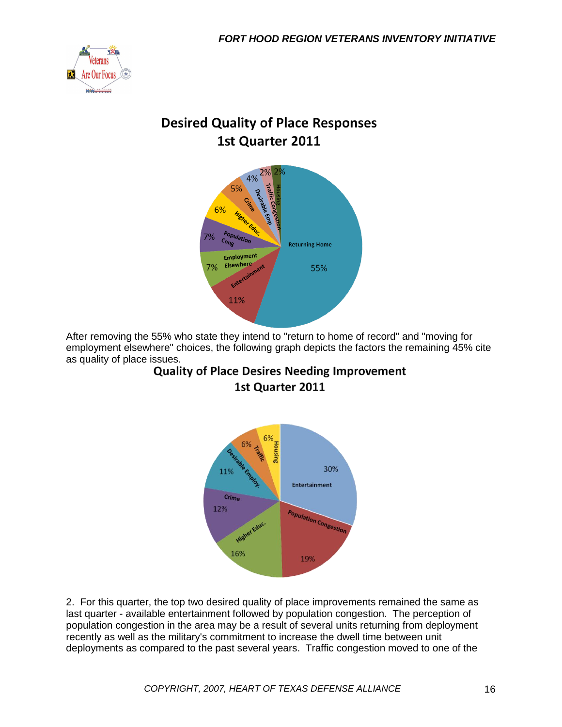### Desired Quality of Place Responses 1st Quarter 2011

After removing the 55% who state they intend to "return to home of record" and "moving for employment elsewhere" choices, the following graph depicts the factors the remaining 45% cite as quality of place issues.

### Quality of Place Desires Needing Improvement 1st Quarter 2011

2. For this quarter, the top two desired quality of place improvements remained the same as last quarter - available entertainment followed by population congestion. The perception of population congestion in the area may be a result of several units returning from deployment recently as well as the military's commitment to increase the dwell time between unit deployments as compared to the past several years. Traffic congestion moved to one of the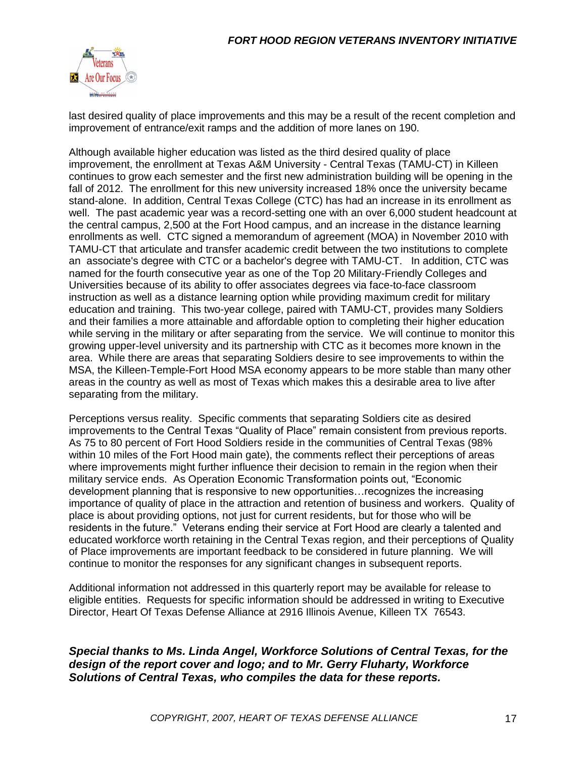last desired quality of place improvements and this may be a result of the recent completion and improvement of entrance/exit ramps and the addition of more lanes on 190.

Although available higher education was listed as the third desired quality of place improvement, the enrollment at Texas A&M University - Central Texas (TAMU-CT) in Killeen continues to grow each semester and the first new administration building will be opening in the fall of 2012. The enrollment for this new university increased 18% once the university became stand-alone. In addition, Central Texas College (CTC) has had an increase in its enrollment as well. The past academic year was a record-setting one with an over 6,000 student headcount at the central campus, 2,500 at the Fort Hood campus, and an increase in the distance learning enrollments as well. CTC signed a memorandum of agreement (MOA) in November 2010 with TAMU-CT that articulate and transfer academic credit between the two institutions to complete an associate's degree with CTC or a bachelor's degree with TAMU-CT. In addition, CTC was named for the fourth consecutive year as one of the Top 20 Military-Friendly Colleges and Universities because of its ability to offer associates degrees via face-to-face classroom instruction as well as a distance learning option while providing maximum credit for military education and training. This two-year college, paired with TAMU-CT, provides many Soldiers and their families a more attainable and affordable option to completing their higher education while serving in the military or after separating from the service. We will continue to monitor this growing upper-level university and its partnership with CTC as it becomes more known in the area. While there are areas that separating Soldiers desire to see improvements to within the MSA, the Killeen-Temple-Fort Hood MSA economy appears to be more stable than many other areas in the country as well as most of Texas which makes this a desirable area to live after separating from the military.

Perceptions versus reality. Specific comments that separating Soldiers cite as desired improvements to the Central Texas "Quality of Place" remain consistent from previous reports. As 75 to 80 percent of Fort Hood Soldiers reside in the communities of Central Texas (98% within 10 miles of the Fort Hood main gate), the comments reflect their perceptions of areas where improvements might further influence their decision to remain in the region when their military service ends. As Operation Economic Transformation points out, "Economic development planning that is responsive to new opportunities…recognizes the increasing importance of quality of place in the attraction and retention of business and workers. Quality of place is about providing options, not just for current residents, but for those who will be residents in the future." Veterans ending their service at Fort Hood are clearly a talented and educated workforce worth retaining in the Central Texas region, and their perceptions of Quality of Place improvements are important feedback to be considered in future planning. We will continue to monitor the responses for any significant changes in subsequent reports.

Additional information not addressed in this quarterly report may be available for release to eligible entities. Requests for specific information should be addressed in writing to Executive Director, Heart Of Texas Defense Alliance at 2916 Illinois Avenue, Killeen TX 76543.

***Special thanks to Ms. Linda Angel, Workforce Solutions of Central Texas, for the design of the report cover and logo; and to Mr. Gerry Fluharty, Workforce Solutions of Central Texas, who compiles the data for these reports.***